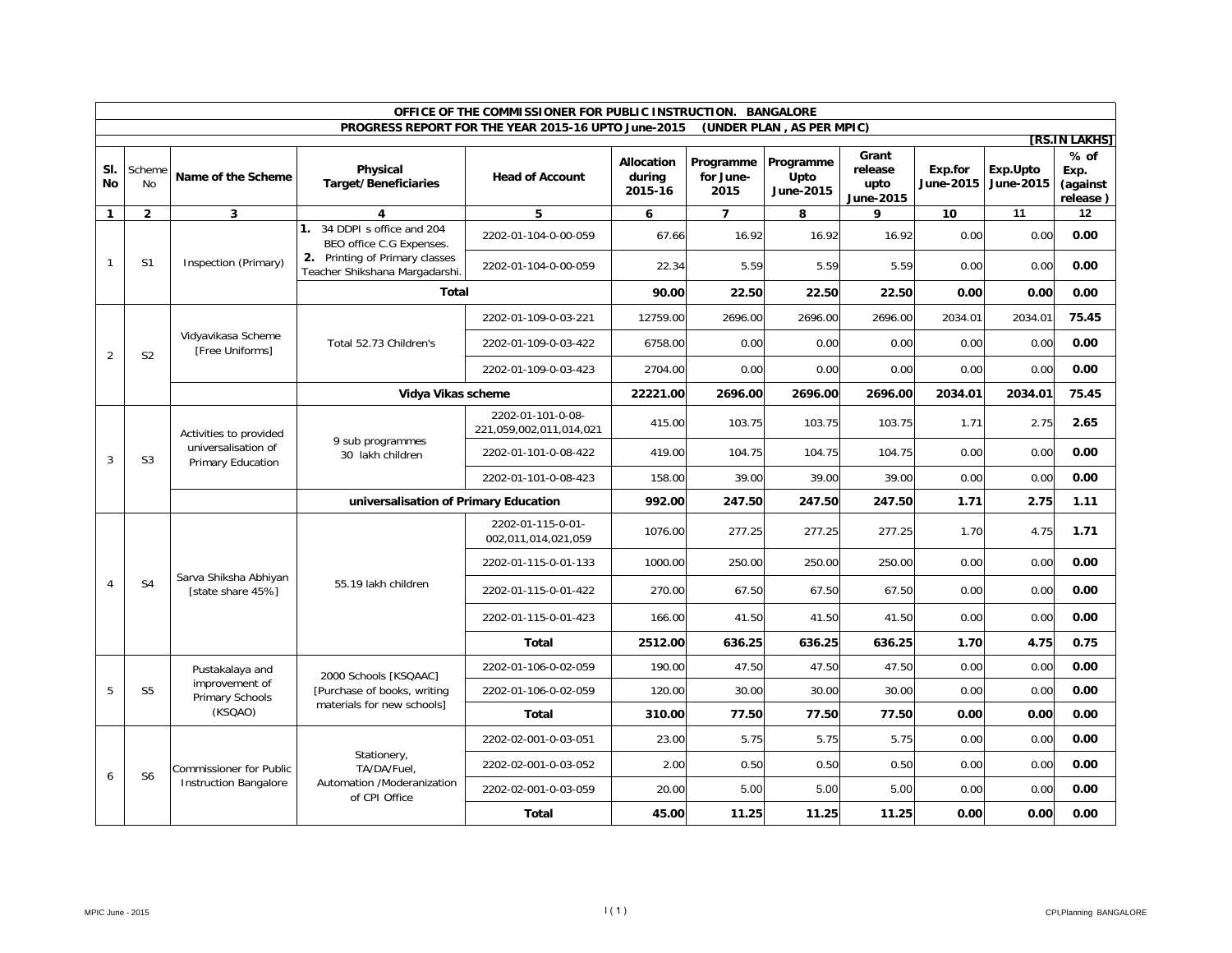## OFFICE OF THE COMMISSIONER FOR PUBLIC INSTRUCTION. BANGALORE

### PROGRESS REPORT FOR THE YEAR 2015-16 UPTO June-2015 (UNDER PLAN , AS PER MPIC)

[RS.IN LAKHS]

| Sl. No | Scheme No | Name of the Scheme | Physical Target/Beneficiaries | Head of Account | Allocation during 2015-16 | Programme for June-2015 | Programme Upto June-2015 | Grant release upto June-2015 | Exp.for June-2015 | Exp.Upto June-2015 | % of Exp. (against release ) |
|---|---|---|---|---|---|---|---|---|---|---|---|
| 1 | 2 | 3 | 4 | 5 | 6 | 7 | 8 | 9 | 10 | 11 | 12 |
| 1 | S1 | Inspection (Primary) | 1. 34 DDPI s office and 204 BEO office C.G Expenses. | 2202-01-104-0-00-059 | 67.66 | 16.92 | 16.92 | 16.92 | 0.00 | 0.00 | **0.00** |
| | | | 2. Printing of Primary classes Teacher Shikshana Margadarshi. | 2202-01-104-0-00-059 | 22.34 | 5.59 | 5.59 | 5.59 | 0.00 | 0.00 | **0.00** |
| | | | **Total** | | **90.00** | **22.50** | **22.50** | **22.50** | **0.00** | **0.00** | **0.00** |
| 2 | S2 | Vidyavikasa Scheme [Free Uniforms] | Total 52.73 Children's | 2202-01-109-0-03-221 | 12759.00 | 2696.00 | 2696.00 | 2696.00 | 2034.01 | 2034.01 | **75.45** |
| | | | | 2202-01-109-0-03-422 | 6758.00 | 0.00 | 0.00 | 0.00 | 0.00 | 0.00 | **0.00** |
| | | | | 2202-01-109-0-03-423 | 2704.00 | 0.00 | 0.00 | 0.00 | 0.00 | 0.00 | **0.00** |
| | | | **Vidya Vikas scheme** | | **22221.00** | **2696.00** | **2696.00** | **2696.00** | **2034.01** | **2034.01** | **75.45** |
| 3 | S3 | Activities to provided universalisation of Primary Education | 9 sub programmes 30 lakh children | 2202-01-101-0-08-221,059,002,011,014,021 | 415.00 | 103.75 | 103.75 | 103.75 | 1.71 | 2.75 | **2.65** |
| | | | | 2202-01-101-0-08-422 | 419.00 | 104.75 | 104.75 | 104.75 | 0.00 | 0.00 | **0.00** |
| | | | | 2202-01-101-0-08-423 | 158.00 | 39.00 | 39.00 | 39.00 | 0.00 | 0.00 | **0.00** |
| | | | **universalisation of Primary Education** | | **992.00** | **247.50** | **247.50** | **247.50** | **1.71** | **2.75** | **1.11** |
| 4 | S4 | Sarva Shiksha Abhiyan [state share 45%] | 55.19 lakh children | 2202-01-115-0-01-002,011,014,021,059 | 1076.00 | 277.25 | 277.25 | 277.25 | 1.70 | 4.75 | **1.71** |
| | | | | 2202-01-115-0-01-133 | 1000.00 | 250.00 | 250.00 | 250.00 | 0.00 | 0.00 | **0.00** |
| | | | | 2202-01-115-0-01-422 | 270.00 | 67.50 | 67.50 | 67.50 | 0.00 | 0.00 | **0.00** |
| | | | | 2202-01-115-0-01-423 | 166.00 | 41.50 | 41.50 | 41.50 | 0.00 | 0.00 | **0.00** |
| | | | | **Total** | **2512.00** | **636.25** | **636.25** | **636.25** | **1.70** | **4.75** | **0.75** |
| 5 | S5 | Pustakalaya and improvement of Primary Schools (KSQAO) | 2000 Schools [KSQAAC] [Purchase of books, writing materials for new schools] | 2202-01-106-0-02-059 | 190.00 | 47.50 | 47.50 | 47.50 | 0.00 | 0.00 | **0.00** |
| | | | | 2202-01-106-0-02-059 | 120.00 | 30.00 | 30.00 | 30.00 | 0.00 | 0.00 | **0.00** |
| | | | | **Total** | **310.00** | **77.50** | **77.50** | **77.50** | **0.00** | **0.00** | **0.00** |
| 6 | S6 | Commissioner for Public Instruction Bangalore | Stationery, TA/DA/Fuel, Automation /Moderanization of CPI Office | 2202-02-001-0-03-051 | 23.00 | 5.75 | 5.75 | 5.75 | 0.00 | 0.00 | **0.00** |
| | | | | 2202-02-001-0-03-052 | 2.00 | 0.50 | 0.50 | 0.50 | 0.00 | 0.00 | **0.00** |
| | | | | 2202-02-001-0-03-059 | 20.00 | 5.00 | 5.00 | 5.00 | 0.00 | 0.00 | **0.00** |
| | | | | **Total** | **45.00** | **11.25** | **11.25** | **11.25** | **0.00** | **0.00** | **0.00** |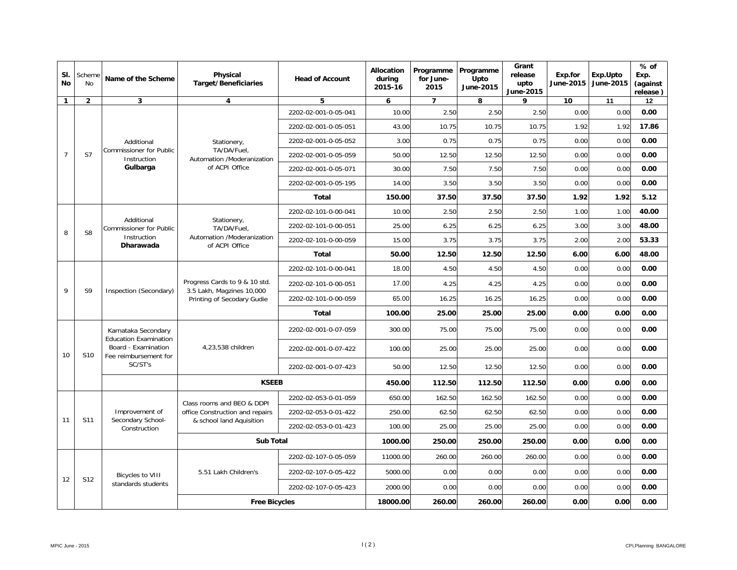| Sl. No | Scheme No | Name of the Scheme | Physical Target/Beneficiaries | Head of Account | Allocation during 2015-16 | Programme for June-2015 | Programme Upto June-2015 | Grant release upto June-2015 | Exp.for June-2015 | Exp.Upto June-2015 | % of Exp. (against release) |
|---|---|---|---|---|---|---|---|---|---|---|---|
| 1 | 2 | 3 | 4 | 5 | 6 | 7 | 8 | 9 | 10 | 11 | 12 |
| 7 | S7 | Additional Commissioner for Public Instruction **Gulbarga** | Stationery, TA/DA/Fuel, Automation /Moderanization of ACPI Office | 2202-02-001-0-05-041 | 10.00 | 2.50 | 2.50 | 2.50 | 0.00 | 0.00 | **0.00** |
| | | | | 2202-02-001-0-05-051 | 43.00 | 10.75 | 10.75 | 10.75 | 1.92 | 1.92 | **17.86** |
| | | | | 2202-02-001-0-05-052 | 3.00 | 0.75 | 0.75 | 0.75 | 0.00 | 0.00 | **0.00** |
| | | | | 2202-02-001-0-05-059 | 50.00 | 12.50 | 12.50 | 12.50 | 0.00 | 0.00 | **0.00** |
| | | | | 2202-02-001-0-05-071 | 30.00 | 7.50 | 7.50 | 7.50 | 0.00 | 0.00 | **0.00** |
| | | | | 2202-02-001-0-05-195 | 14.00 | 3.50 | 3.50 | 3.50 | 0.00 | 0.00 | **0.00** |
| | | | | **Total** | **150.00** | **37.50** | **37.50** | **37.50** | **1.92** | **1.92** | **5.12** |
| 8 | S8 | Additional Commissioner for Public Instruction **Dharawada** | Stationery, TA/DA/Fuel, Automation /Moderanization of ACPI Office | 2202-02-101-0-00-041 | 10.00 | 2.50 | 2.50 | 2.50 | 1.00 | 1.00 | **40.00** |
| | | | | 2202-02-101-0-00-051 | 25.00 | 6.25 | 6.25 | 6.25 | 3.00 | 3.00 | **48.00** |
| | | | | 2202-02-101-0-00-059 | 15.00 | 3.75 | 3.75 | 3.75 | 2.00 | 2.00 | **53.33** |
| | | | | **Total** | **50.00** | **12.50** | **12.50** | **12.50** | **6.00** | **6.00** | **48.00** |
| 9 | S9 | Inspection (Secondary) | Progress Cards to 9 & 10 std. 3.5 Lakh, Magzines 10,000 Printing of Secodary Gudie | 2202-02-101-0-00-041 | 18.00 | 4.50 | 4.50 | 4.50 | 0.00 | 0.00 | **0.00** |
| | | | | 2202-02-101-0-00-051 | 17.00 | 4.25 | 4.25 | 4.25 | 0.00 | 0.00 | **0.00** |
| | | | | 2202-02-101-0-00-059 | 65.00 | 16.25 | 16.25 | 16.25 | 0.00 | 0.00 | **0.00** |
| | | | | **Total** | **100.00** | **25.00** | **25.00** | **25.00** | **0.00** | **0.00** | **0.00** |
| 10 | S10 | Karnataka Secondary Education Examination Board - Examination Fee reimbursement for SC/ST's | 4,23,538 children | 2202-02-001-0-07-059 | 300.00 | 75.00 | 75.00 | 75.00 | 0.00 | 0.00 | **0.00** |
| | | | | 2202-02-001-0-07-422 | 100.00 | 25.00 | 25.00 | 25.00 | 0.00 | 0.00 | **0.00** |
| | | | | 2202-02-001-0-07-423 | 50.00 | 12.50 | 12.50 | 12.50 | 0.00 | 0.00 | **0.00** |
| | | | **KSEEB** | | **450.00** | **112.50** | **112.50** | **112.50** | **0.00** | **0.00** | **0.00** |
| 11 | S11 | Improvement of Secondary School-Construction | Class rooms and BEO & DDPI office Construction and repairs & school land Aquisition | 2202-02-053-0-01-059 | 650.00 | 162.50 | 162.50 | 162.50 | 0.00 | 0.00 | **0.00** |
| | | | | 2202-02-053-0-01-422 | 250.00 | 62.50 | 62.50 | 62.50 | 0.00 | 0.00 | **0.00** |
| | | | | 2202-02-053-0-01-423 | 100.00 | 25.00 | 25.00 | 25.00 | 0.00 | 0.00 | **0.00** |
| | | | **Sub Total** | | **1000.00** | **250.00** | **250.00** | **250.00** | **0.00** | **0.00** | **0.00** |
| 12 | S12 | Bicycles to VIII standards students | 5.51 Lakh Children's | 2202-02-107-0-05-059 | 11000.00 | 260.00 | 260.00 | 260.00 | 0.00 | 0.00 | **0.00** |
| | | | | 2202-02-107-0-05-422 | 5000.00 | 0.00 | 0.00 | 0.00 | 0.00 | 0.00 | **0.00** |
| | | | | 2202-02-107-0-05-423 | 2000.00 | 0.00 | 0.00 | 0.00 | 0.00 | 0.00 | **0.00** |
| | | | **Free Bicycles** | | **18000.00** | **260.00** | **260.00** | **260.00** | **0.00** | **0.00** | **0.00** |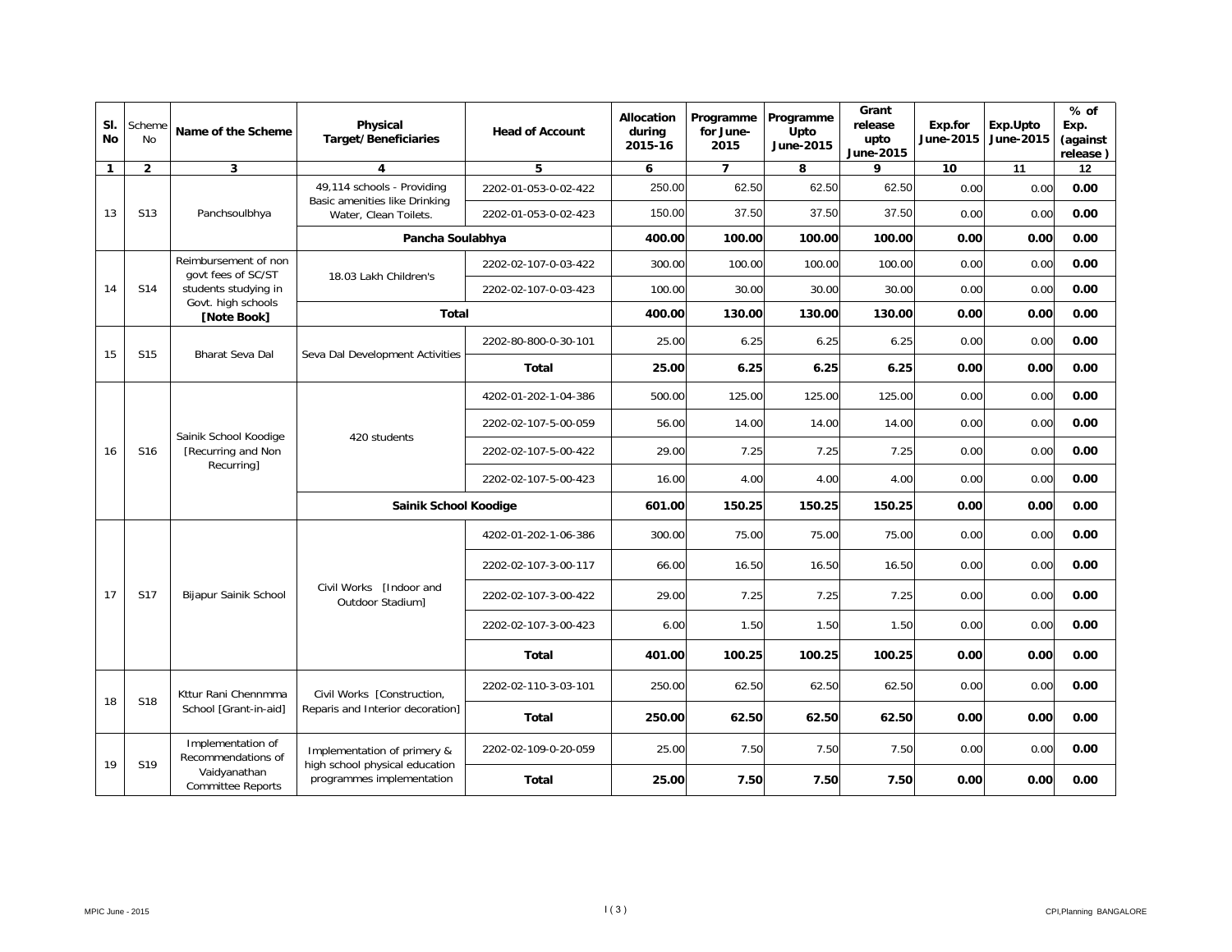| Sl. No | Scheme No | Name of the Scheme | Physical Target/Beneficiaries | Head of Account | Allocation during 2015-16 | Programme for June-2015 | Programme Upto June-2015 | Grant release upto June-2015 | Exp.for June-2015 | Exp.Upto June-2015 | % of Exp. (against release ) |
|---|---|---|---|---|---|---|---|---|---|---|---|
| 1 | 2 | 3 | 4 | 5 | 6 | 7 | 8 | 9 | 10 | 11 | 12 |
| 13 | S13 | Panchsoulbhya | 49,114 schools - Providing Basic amenities like Drinking Water, Clean Toilets. | 2202-01-053-0-02-422 | 250.00 | 62.50 | 62.50 | 62.50 | 0.00 | 0.00 | **0.00** |
| | | | | 2202-01-053-0-02-423 | 150.00 | 37.50 | 37.50 | 37.50 | 0.00 | 0.00 | **0.00** |
| | | | **Pancha Soulabhya** | | **400.00** | **100.00** | **100.00** | **100.00** | **0.00** | **0.00** | **0.00** |
| 14 | S14 | Reimbursement of non govt fees of SC/ST students studying in Govt. high schools **[Note Book]** | 18.03 Lakh Children's | 2202-02-107-0-03-422 | 300.00 | 100.00 | 100.00 | 100.00 | 0.00 | 0.00 | **0.00** |
| | | | | 2202-02-107-0-03-423 | 100.00 | 30.00 | 30.00 | 30.00 | 0.00 | 0.00 | **0.00** |
| | | | **Total** | | **400.00** | **130.00** | **130.00** | **130.00** | **0.00** | **0.00** | **0.00** |
| 15 | S15 | Bharat Seva Dal | Seva Dal Development Activities | 2202-80-800-0-30-101 | 25.00 | 6.25 | 6.25 | 6.25 | 0.00 | 0.00 | **0.00** |
| | | | | **Total** | **25.00** | **6.25** | **6.25** | **6.25** | **0.00** | **0.00** | **0.00** |
| 16 | S16 | Sainik School Koodige [Recurring and Non Recurring] | 420 students | 4202-01-202-1-04-386 | 500.00 | 125.00 | 125.00 | 125.00 | 0.00 | 0.00 | **0.00** |
| | | | | 2202-02-107-5-00-059 | 56.00 | 14.00 | 14.00 | 14.00 | 0.00 | 0.00 | **0.00** |
| | | | | 2202-02-107-5-00-422 | 29.00 | 7.25 | 7.25 | 7.25 | 0.00 | 0.00 | **0.00** |
| | | | | 2202-02-107-5-00-423 | 16.00 | 4.00 | 4.00 | 4.00 | 0.00 | 0.00 | **0.00** |
| | | | **Sainik School Koodige** | | **601.00** | **150.25** | **150.25** | **150.25** | **0.00** | **0.00** | **0.00** |
| 17 | S17 | Bijapur Sainik School | Civil Works [Indoor and Outdoor Stadium] | 4202-01-202-1-06-386 | 300.00 | 75.00 | 75.00 | 75.00 | 0.00 | 0.00 | **0.00** |
| | | | | 2202-02-107-3-00-117 | 66.00 | 16.50 | 16.50 | 16.50 | 0.00 | 0.00 | **0.00** |
| | | | | 2202-02-107-3-00-422 | 29.00 | 7.25 | 7.25 | 7.25 | 0.00 | 0.00 | **0.00** |
| | | | | 2202-02-107-3-00-423 | 6.00 | 1.50 | 1.50 | 1.50 | 0.00 | 0.00 | **0.00** |
| | | | | **Total** | **401.00** | **100.25** | **100.25** | **100.25** | **0.00** | **0.00** | **0.00** |
| 18 | S18 | Kttur Rani Chennmma School [Grant-in-aid] | Civil Works [Construction, Reparis and Interior decoration] | 2202-02-110-3-03-101 | 250.00 | 62.50 | 62.50 | 62.50 | 0.00 | 0.00 | **0.00** |
| | | | | **Total** | **250.00** | **62.50** | **62.50** | **62.50** | **0.00** | **0.00** | **0.00** |
| 19 | S19 | Implementation of Recommendations of Vaidyanathan Committee Reports | Implementation of primery & high school physical education programmes implementation | 2202-02-109-0-20-059 | 25.00 | 7.50 | 7.50 | 7.50 | 0.00 | 0.00 | **0.00** |
| | | | | **Total** | **25.00** | **7.50** | **7.50** | **7.50** | **0.00** | **0.00** | **0.00** |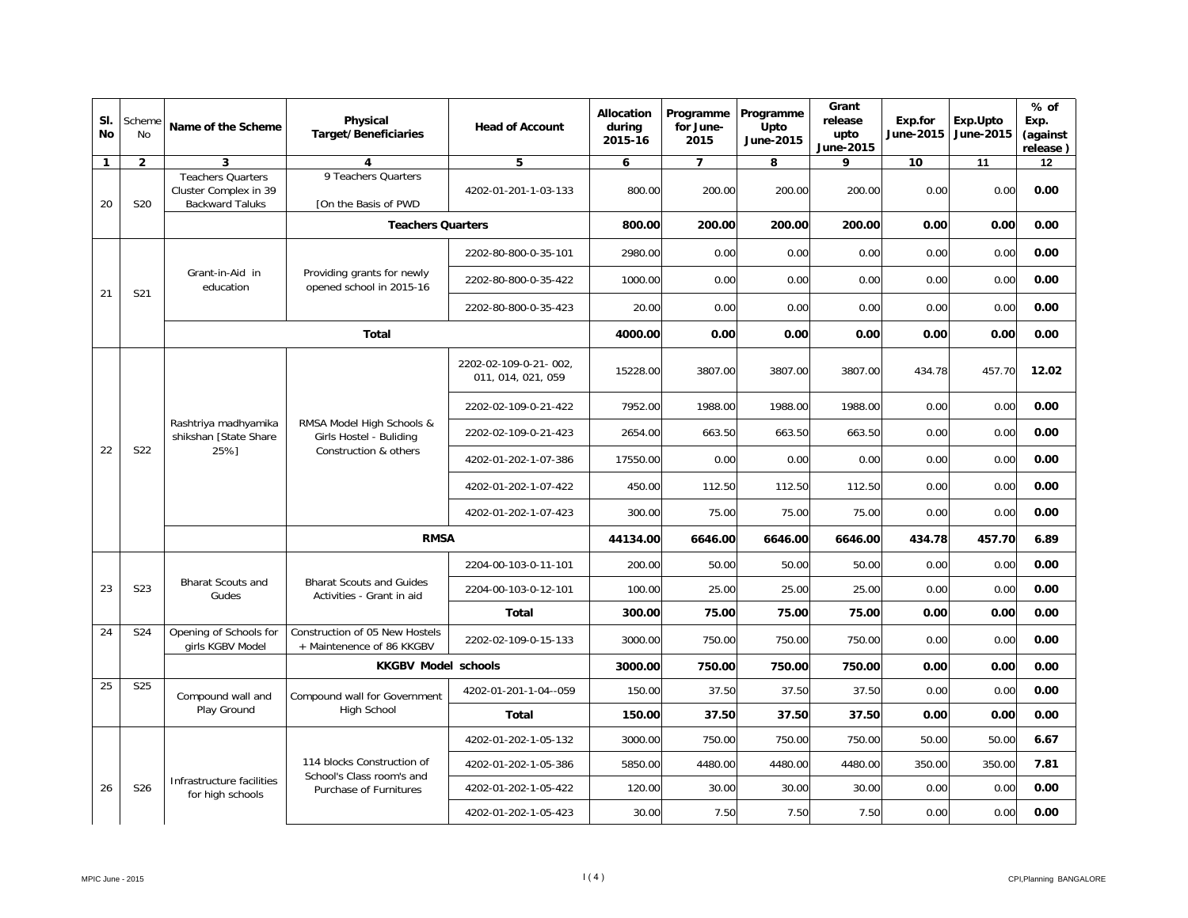| Sl. No | Scheme No | Name of the Scheme | Physical Target/Beneficiaries | Head of Account | Allocation during 2015-16 | Programme for June-2015 | Programme Upto June-2015 | Grant release upto June-2015 | Exp.for June-2015 | Exp.Upto June-2015 | % of Exp. (against release ) |
|---|---|---|---|---|---|---|---|---|---|---|---|
| 1 | 2 | 3 | 4 | 5 | 6 | 7 | 8 | 9 | 10 | 11 | 12 |
| 20 | S20 | Teachers Quarters Cluster Complex in 39 Backward Taluks | 9 Teachers Quarters [On the Basis of PWD | 4202-01-201-1-03-133 | 800.00 | 200.00 | 200.00 | 200.00 | 0.00 | 0.00 | **0.00** |
| | | | **Teachers Quarters** | | **800.00** | **200.00** | **200.00** | **200.00** | **0.00** | **0.00** | **0.00** |
| 21 | S21 | Grant-in-Aid in education | Providing grants for newly opened school in 2015-16 | 2202-80-800-0-35-101 | 2980.00 | 0.00 | 0.00 | 0.00 | 0.00 | 0.00 | **0.00** |
| | | | | 2202-80-800-0-35-422 | 1000.00 | 0.00 | 0.00 | 0.00 | 0.00 | 0.00 | **0.00** |
| | | | | 2202-80-800-0-35-423 | 20.00 | 0.00 | 0.00 | 0.00 | 0.00 | 0.00 | **0.00** |
| | | | **Total** | | **4000.00** | **0.00** | **0.00** | **0.00** | **0.00** | **0.00** | **0.00** |
| 22 | S22 | Rashtriya madhyamika shikshan [State Share 25%] | RMSA Model High Schools & Girls Hostel - Buliding Construction & others | 2202-02-109-0-21- 002, 011, 014, 021, 059 | 15228.00 | 3807.00 | 3807.00 | 3807.00 | 434.78 | 457.70 | **12.02** |
| | | | | 2202-02-109-0-21-422 | 7952.00 | 1988.00 | 1988.00 | 1988.00 | 0.00 | 0.00 | **0.00** |
| | | | | 2202-02-109-0-21-423 | 2654.00 | 663.50 | 663.50 | 663.50 | 0.00 | 0.00 | **0.00** |
| | | | | 4202-01-202-1-07-386 | 17550.00 | 0.00 | 0.00 | 0.00 | 0.00 | 0.00 | **0.00** |
| | | | | 4202-01-202-1-07-422 | 450.00 | 112.50 | 112.50 | 112.50 | 0.00 | 0.00 | **0.00** |
| | | | | 4202-01-202-1-07-423 | 300.00 | 75.00 | 75.00 | 75.00 | 0.00 | 0.00 | **0.00** |
| | | | **RMSA** | | **44134.00** | **6646.00** | **6646.00** | **6646.00** | **434.78** | **457.70** | **6.89** |
| 23 | S23 | Bharat Scouts and Gudes | Bharat Scouts and Guides Activities - Grant in aid | 2204-00-103-0-11-101 | 200.00 | 50.00 | 50.00 | 50.00 | 0.00 | 0.00 | **0.00** |
| | | | | 2204-00-103-0-12-101 | 100.00 | 25.00 | 25.00 | 25.00 | 0.00 | 0.00 | **0.00** |
| | | | | **Total** | **300.00** | **75.00** | **75.00** | **75.00** | **0.00** | **0.00** | **0.00** |
| 24 | S24 | Opening of Schools for girls KGBV Model | Construction of 05 New Hostels + Maintenence of 86 KKGBV | 2202-02-109-0-15-133 | 3000.00 | 750.00 | 750.00 | 750.00 | 0.00 | 0.00 | **0.00** |
| | | | **KKGBV Model schools** | | **3000.00** | **750.00** | **750.00** | **750.00** | **0.00** | **0.00** | **0.00** |
| 25 | S25 | Compound wall and Play Ground | Compound wall for Government High School | 4202-01-201-1-04--059 | 150.00 | 37.50 | 37.50 | 37.50 | 0.00 | 0.00 | **0.00** |
| | | | | **Total** | **150.00** | **37.50** | **37.50** | **37.50** | **0.00** | **0.00** | **0.00** |
| 26 | S26 | Infrastructure facilities for high schools | 114 blocks Construction of School's Class room's and Purchase of Furnitures | 4202-01-202-1-05-132 | 3000.00 | 750.00 | 750.00 | 750.00 | 50.00 | 50.00 | **6.67** |
| | | | | 4202-01-202-1-05-386 | 5850.00 | 4480.00 | 4480.00 | 4480.00 | 350.00 | 350.00 | **7.81** |
| | | | | 4202-01-202-1-05-422 | 120.00 | 30.00 | 30.00 | 30.00 | 0.00 | 0.00 | **0.00** |
| | | | | 4202-01-202-1-05-423 | 30.00 | 7.50 | 7.50 | 7.50 | 0.00 | 0.00 | **0.00** |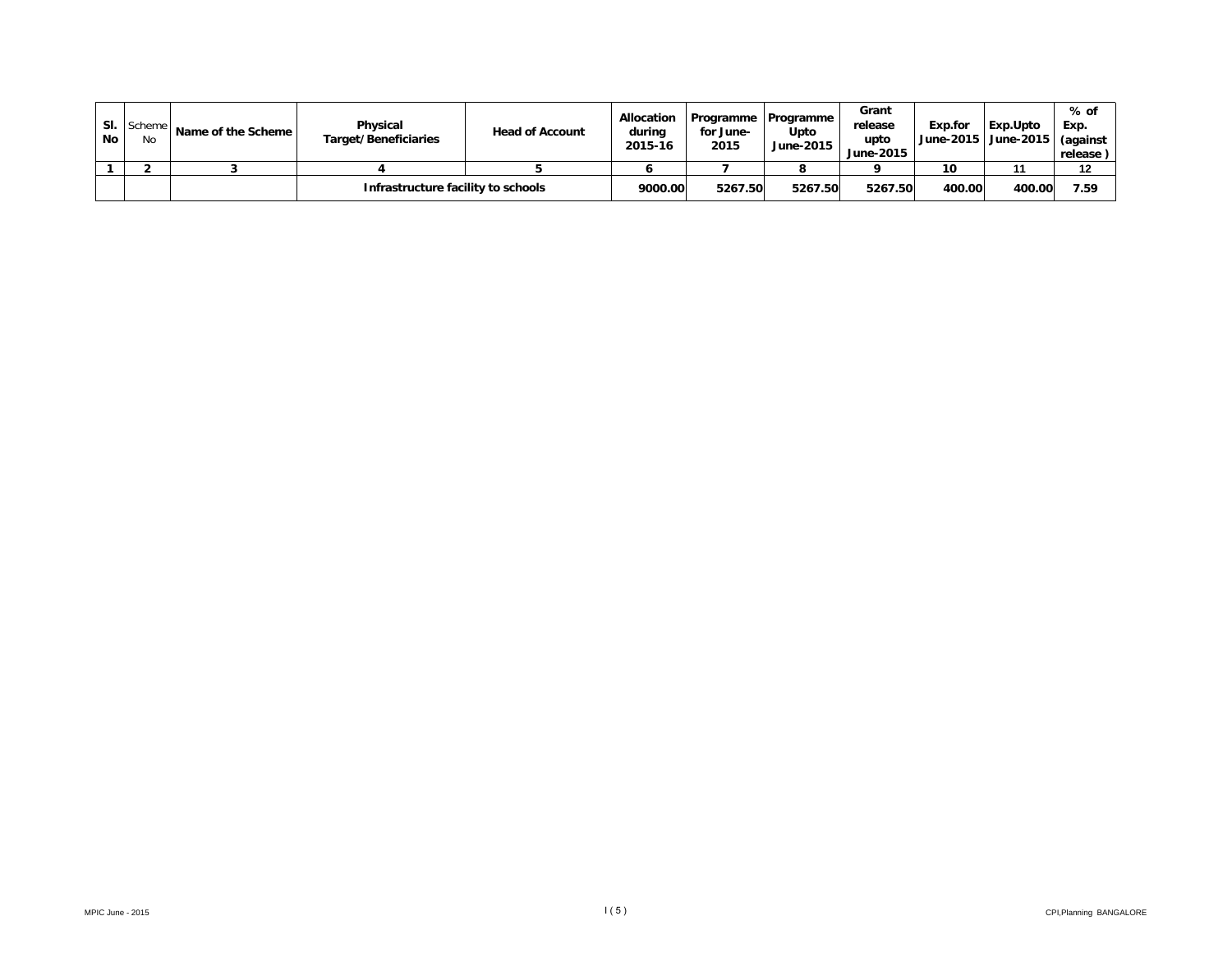| Sl. No | Scheme No | Name of the Scheme | Physical Target/Beneficiaries | Head of Account | Allocation during 2015-16 | Programme for June-2015 | Programme Upto June-2015 | Grant release upto June-2015 | Exp.for June-2015 | Exp.Upto June-2015 | % of Exp. (against release ) |
|---|---|---|---|---|---|---|---|---|---|---|---|
| 1 | 2 | 3 | 4 | 5 | 6 | 7 | 8 | 9 | 10 | 11 | 12 |
| | | | Infrastructure facility to schools | | 9000.00 | 5267.50 | 5267.50 | 5267.50 | 400.00 | 400.00 | 7.59 |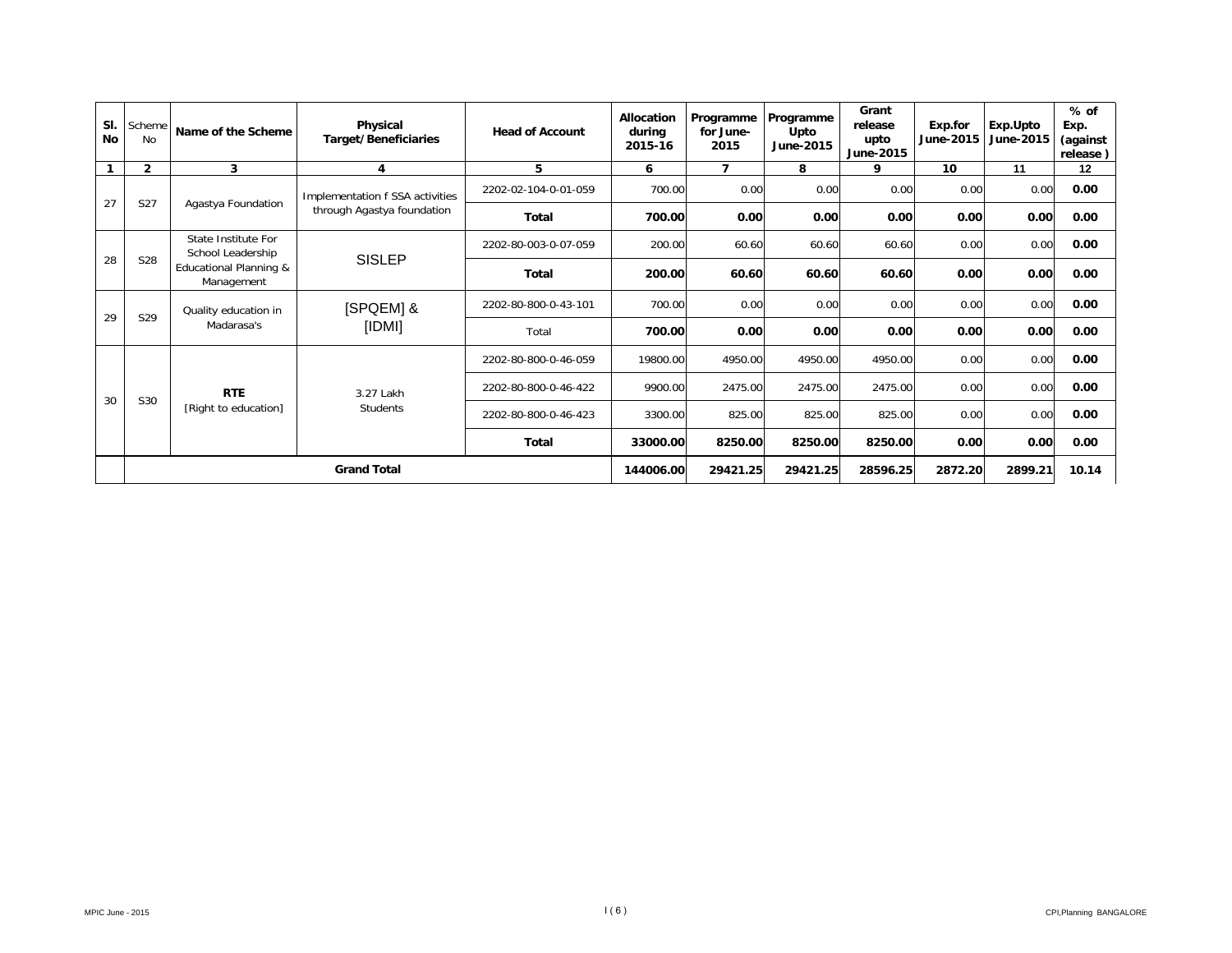| Sl. No | Scheme No | Name of the Scheme | Physical Target/Beneficiaries | Head of Account | Allocation during 2015-16 | Programme for June-2015 | Programme Upto June-2015 | Grant release upto June-2015 | Exp.for June-2015 | Exp.Upto June-2015 | % of Exp. (against release ) |
|---|---|---|---|---|---|---|---|---|---|---|---|
| 1 | 2 | 3 | 4 | 5 | 6 | 7 | 8 | 9 | 10 | 11 | 12 |
| 27 | S27 | Agastya Foundation | Implementation f SSA activities through Agastya foundation | 2202-02-104-0-01-059 | 700.00 | 0.00 | 0.00 | 0.00 | 0.00 | 0.00 | 0.00 |
| | | | | **Total** | **700.00** | **0.00** | **0.00** | **0.00** | **0.00** | **0.00** | **0.00** |
| 28 | S28 | State Institute For School Leadership Educational Planning & Management | SISLEP | 2202-80-003-0-07-059 | 200.00 | 60.60 | 60.60 | 60.60 | 0.00 | 0.00 | 0.00 |
| | | | | **Total** | **200.00** | **60.60** | **60.60** | **60.60** | **0.00** | **0.00** | **0.00** |
| 29 | S29 | Quality education in Madarasa's | [SPQEM] & [IDMI] | 2202-80-800-0-43-101 | 700.00 | 0.00 | 0.00 | 0.00 | 0.00 | 0.00 | 0.00 |
| | | | | Total | **700.00** | **0.00** | **0.00** | **0.00** | **0.00** | **0.00** | **0.00** |
| 30 | S30 | **RTE** [Right to education] | 3.27 Lakh Students | 2202-80-800-0-46-059 | 19800.00 | 4950.00 | 4950.00 | 4950.00 | 0.00 | 0.00 | 0.00 |
| | | | | 2202-80-800-0-46-422 | 9900.00 | 2475.00 | 2475.00 | 2475.00 | 0.00 | 0.00 | 0.00 |
| | | | | 2202-80-800-0-46-423 | 3300.00 | 825.00 | 825.00 | 825.00 | 0.00 | 0.00 | 0.00 |
| | | | | **Total** | **33000.00** | **8250.00** | **8250.00** | **8250.00** | **0.00** | **0.00** | **0.00** |
| | **Grand Total** | | | | **144006.00** | **29421.25** | **29421.25** | **28596.25** | **2872.20** | **2899.21** | **10.14** |